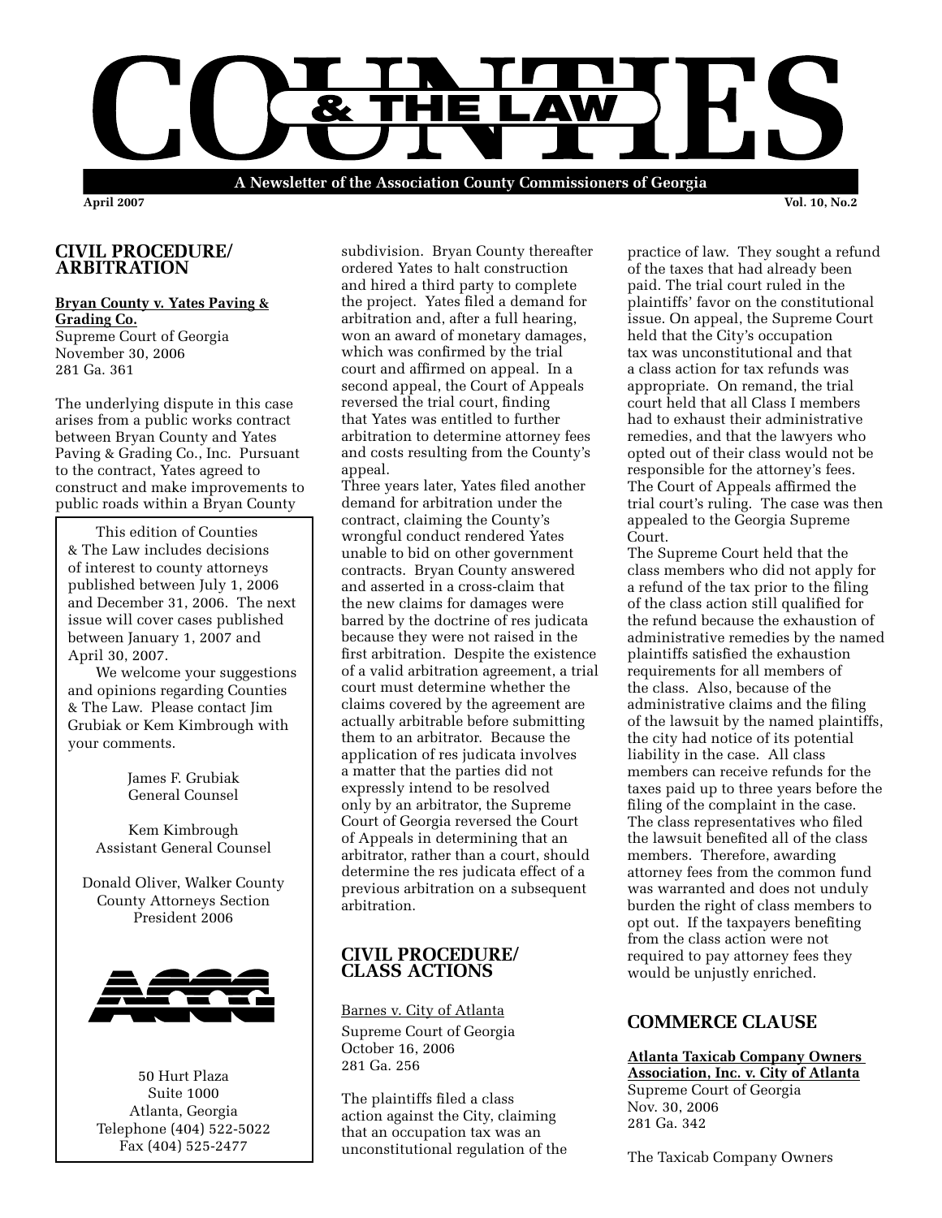# COUNTIES & THE LAW

A Newsletter of the Association County Commissioners of Georgia

April 2007 — Vol. 10, No.2

## CIVIL PROCEDURE/ ARBITRATION

**Bryan County v. Yates Paving & Grading Co.**
Supreme Court of Georgia
November 30, 2006
281 Ga. 361

The underlying dispute in this case arises from a public works contract between Bryan County and Yates Paving & Grading Co., Inc. Pursuant to the contract, Yates agreed to construct and make improvements to public roads within a Bryan County subdivision. Bryan County thereafter ordered Yates to halt construction and hired a third party to complete the project. Yates filed a demand for arbitration and, after a full hearing, won an award of monetary damages, which was confirmed by the trial court and affirmed on appeal. In a second appeal, the Court of Appeals reversed the trial court, finding that Yates was entitled to further arbitration to determine attorney fees and costs resulting from the County's appeal.

Three years later, Yates filed another demand for arbitration under the contract, claiming the County's wrongful conduct rendered Yates unable to bid on other government contracts. Bryan County answered and asserted in a cross-claim that the new claims for damages were barred by the doctrine of res judicata because they were not raised in the first arbitration. Despite the existence of a valid arbitration agreement, a trial court must determine whether the claims covered by the agreement are actually arbitrable before submitting them to an arbitrator. Because the application of res judicata involves a matter that the parties did not expressly intend to be resolved only by an arbitrator, the Supreme Court of Georgia reversed the Court of Appeals in determining that an arbitrator, rather than a court, should determine the res judicata effect of a previous arbitration on a subsequent arbitration.

> This edition of Counties & The Law includes decisions of interest to county attorneys published between July 1, 2006 and December 31, 2006. The next issue will cover cases published between January 1, 2007 and April 30, 2007.
>
> We welcome your suggestions and opinions regarding Counties & The Law. Please contact Jim Grubiak or Kem Kimbrough with your comments.
>
> James F. Grubiak
> General Counsel
>
> Kem Kimbrough
> Assistant General Counsel
>
> Donald Oliver, Walker County
> County Attorneys Section
> President 2006
>
> ACCG
>
> 50 Hurt Plaza
> Suite 1000
> Atlanta, Georgia
> Telephone (404) 522-5022
> Fax (404) 525-2477

## CIVIL PROCEDURE/ CLASS ACTIONS

Barnes v. City of Atlanta
Supreme Court of Georgia
October 16, 2006
281 Ga. 256

The plaintiffs filed a class action against the City, claiming that an occupation tax was an unconstitutional regulation of the practice of law. They sought a refund of the taxes that had already been paid. The trial court ruled in the plaintiffs' favor on the constitutional issue. On appeal, the Supreme Court held that the City's occupation tax was unconstitutional and that a class action for tax refunds was appropriate. On remand, the trial court held that all Class I members had to exhaust their administrative remedies, and that the lawyers who opted out of their class would not be responsible for the attorney's fees. The Court of Appeals affirmed the trial court's ruling. The case was then appealed to the Georgia Supreme Court.

The Supreme Court held that the class members who did not apply for a refund of the tax prior to the filing of the class action still qualified for the refund because the exhaustion of administrative remedies by the named plaintiffs satisfied the exhaustion requirements for all members of the class. Also, because of the administrative claims and the filing of the lawsuit by the named plaintiffs, the city had notice of its potential liability in the case. All class members can receive refunds for the taxes paid up to three years before the filing of the complaint in the case. The class representatives who filed the lawsuit benefited all of the class members. Therefore, awarding attorney fees from the common fund was warranted and does not unduly burden the right of class members to opt out. If the taxpayers benefiting from the class action were not required to pay attorney fees they would be unjustly enriched.

## COMMERCE CLAUSE

**Atlanta Taxicab Company Owners Association, Inc. v. City of Atlanta**
Supreme Court of Georgia
Nov. 30, 2006
281 Ga. 342

The Taxicab Company Owners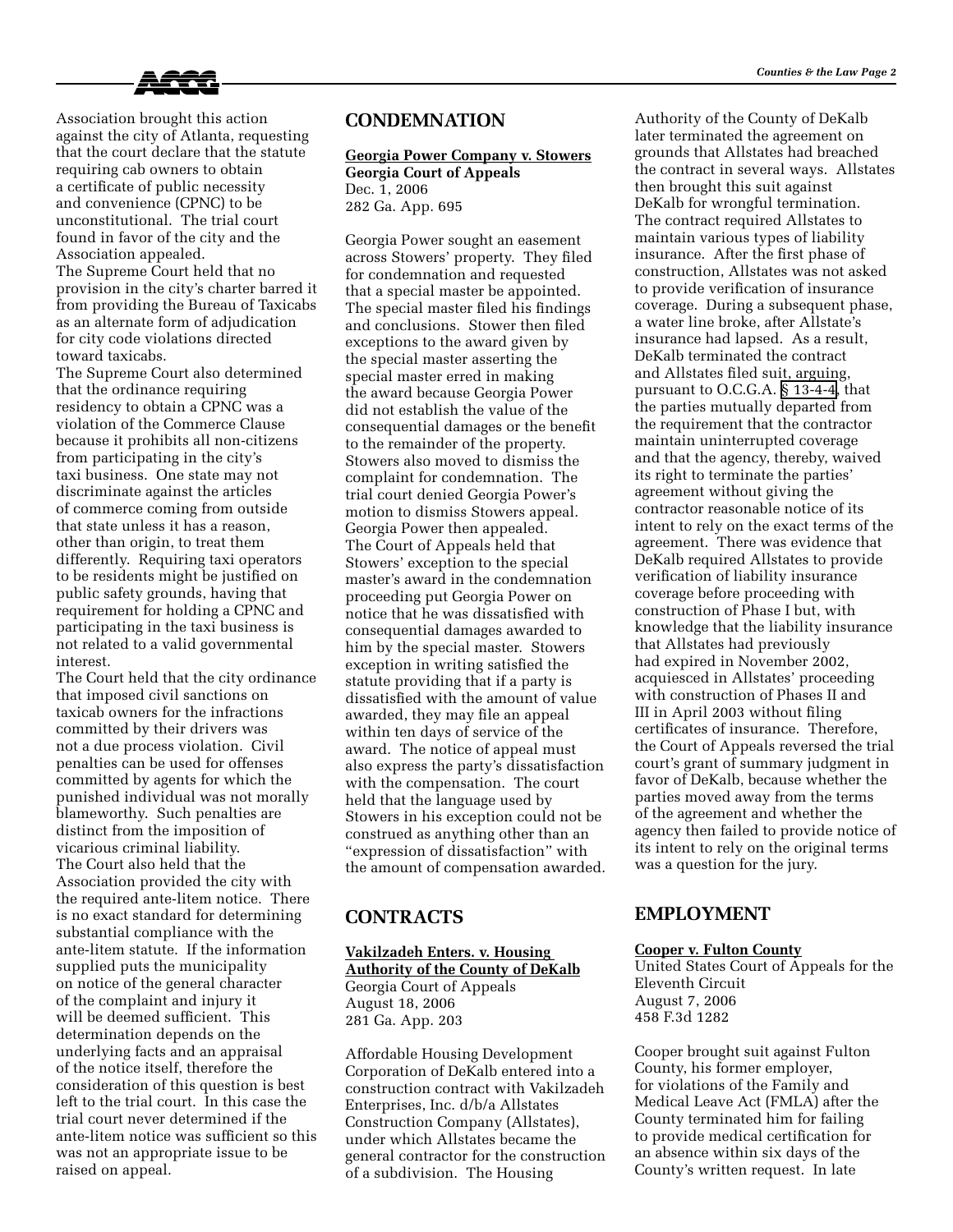Association brought this action against the city of Atlanta, requesting that the court declare that the statute requiring cab owners to obtain a certificate of public necessity and convenience (CPNC) to be unconstitutional. The trial court found in favor of the city and the Association appealed.

The Supreme Court held that no provision in the city's charter barred it from providing the Bureau of Taxicabs as an alternate form of adjudication for city code violations directed toward taxicabs.

The Supreme Court also determined that the ordinance requiring residency to obtain a CPNC was a violation of the Commerce Clause because it prohibits all non-citizens from participating in the city's taxi business. One state may not discriminate against the articles of commerce coming from outside that state unless it has a reason, other than origin, to treat them differently. Requiring taxi operators to be residents might be justified on public safety grounds, having that requirement for holding a CPNC and participating in the taxi business is not related to a valid governmental interest.

The Court held that the city ordinance that imposed civil sanctions on taxicab owners for the infractions committed by their drivers was not a due process violation. Civil penalties can be used for offenses committed by agents for which the punished individual was not morally blameworthy. Such penalties are distinct from the imposition of vicarious criminal liability.

The Court also held that the Association provided the city with the required ante-litem notice. There is no exact standard for determining substantial compliance with the ante-litem statute. If the information supplied puts the municipality on notice of the general character of the complaint and injury it will be deemed sufficient. This determination depends on the underlying facts and an appraisal of the notice itself, therefore the consideration of this question is best left to the trial court. In this case the trial court never determined if the ante-litem notice was sufficient so this was not an appropriate issue to be raised on appeal.

## CONDEMNATION

**Georgia Power Company v. Stowers**
**Georgia Court of Appeals**
Dec. 1, 2006
282 Ga. App. 695

Georgia Power sought an easement across Stowers' property. They filed for condemnation and requested that a special master be appointed. The special master filed his findings and conclusions. Stower then filed exceptions to the award given by the special master asserting the special master erred in making the award because Georgia Power did not establish the value of the consequential damages or the benefit to the remainder of the property. Stowers also moved to dismiss the complaint for condemnation. The trial court denied Georgia Power's motion to dismiss Stowers appeal. Georgia Power then appealed.

The Court of Appeals held that Stowers' exception to the special master's award in the condemnation proceeding put Georgia Power on notice that he was dissatisfied with consequential damages awarded to him by the special master. Stowers exception in writing satisfied the statute providing that if a party is dissatisfied with the amount of value awarded, they may file an appeal within ten days of service of the award. The notice of appeal must also express the party's dissatisfaction with the compensation. The court held that the language used by Stowers in his exception could not be construed as anything other than an "expression of dissatisfaction" with the amount of compensation awarded.

## CONTRACTS

**Vakilzadeh Enters. v. Housing Authority of the County of DeKalb**
Georgia Court of Appeals
August 18, 2006
281 Ga. App. 203

Affordable Housing Development Corporation of DeKalb entered into a construction contract with Vakilzadeh Enterprises, Inc. d/b/a Allstates Construction Company (Allstates), under which Allstates became the general contractor for the construction of a subdivision. The Housing Authority of the County of DeKalb later terminated the agreement on grounds that Allstates had breached the contract in several ways. Allstates then brought this suit against DeKalb for wrongful termination. The contract required Allstates to maintain various types of liability insurance. After the first phase of construction, Allstates was not asked to provide verification of insurance coverage. During a subsequent phase, a water line broke, after Allstate's insurance had lapsed. As a result, DeKalb terminated the contract and Allstates filed suit, arguing, pursuant to O.C.G.A. § 13-4-4, that the parties mutually departed from the requirement that the contractor maintain uninterrupted coverage and that the agency, thereby, waived its right to terminate the parties' agreement without giving the contractor reasonable notice of its intent to rely on the exact terms of the agreement. There was evidence that DeKalb required Allstates to provide verification of liability insurance coverage before proceeding with construction of Phase I but, with knowledge that the liability insurance that Allstates had previously had expired in November 2002, acquiesced in Allstates' proceeding with construction of Phases II and III in April 2003 without filing certificates of insurance. Therefore, the Court of Appeals reversed the trial court's grant of summary judgment in favor of DeKalb, because whether the parties moved away from the terms of the agreement and whether the agency then failed to provide notice of its intent to rely on the original terms was a question for the jury.

## EMPLOYMENT

**Cooper v. Fulton County**
United States Court of Appeals for the Eleventh Circuit
August 7, 2006
458 F.3d 1282

Cooper brought suit against Fulton County, his former employer, for violations of the Family and Medical Leave Act (FMLA) after the County terminated him for failing to provide medical certification for an absence within six days of the County's written request. In late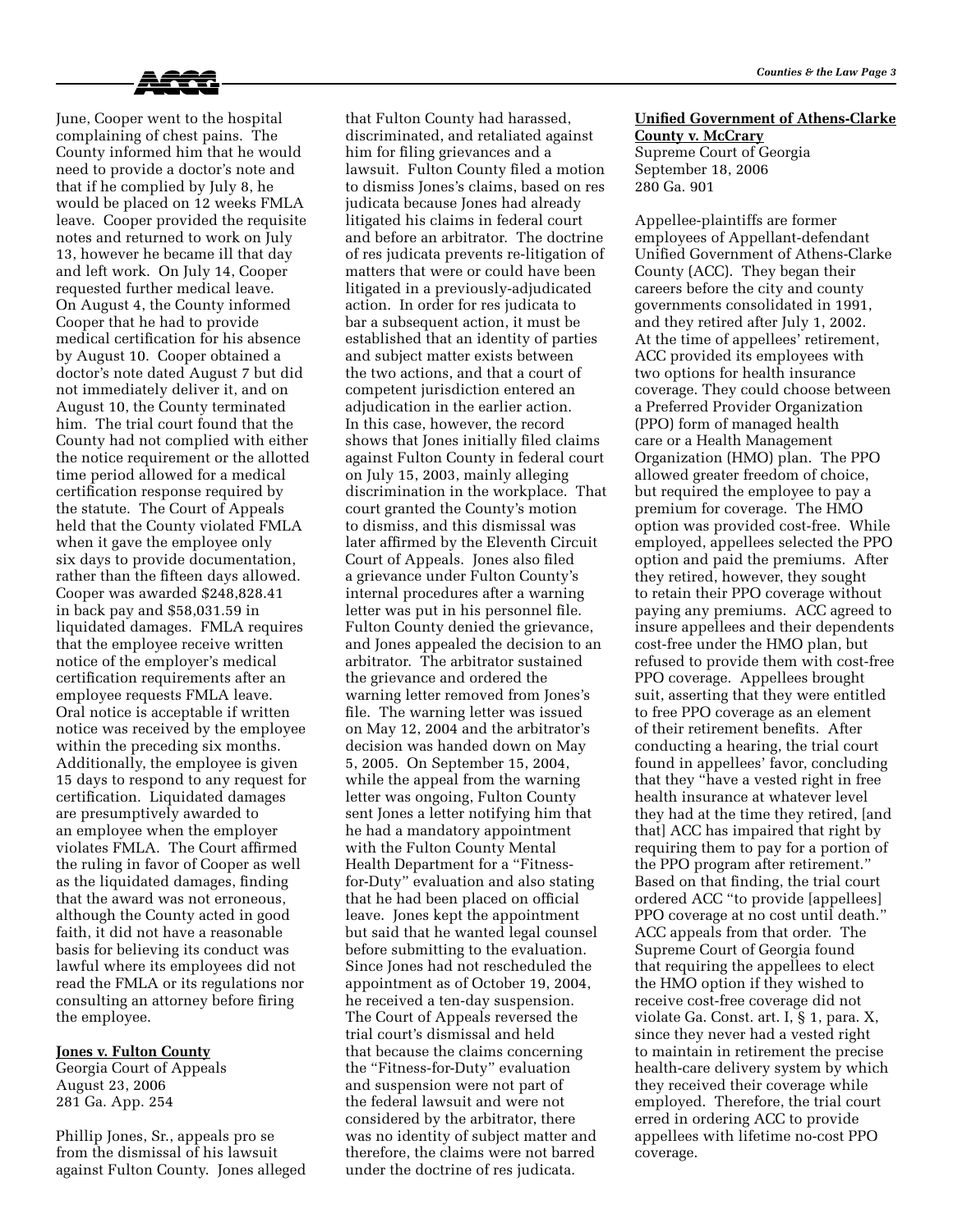June, Cooper went to the hospital complaining of chest pains. The County informed him that he would need to provide a doctor's note and that if he complied by July 8, he would be placed on 12 weeks FMLA leave. Cooper provided the requisite notes and returned to work on July 13, however he became ill that day and left work. On July 14, Cooper requested further medical leave. On August 4, the County informed Cooper that he had to provide medical certification for his absence by August 10. Cooper obtained a doctor's note dated August 7 but did not immediately deliver it, and on August 10, the County terminated him. The trial court found that the County had not complied with either the notice requirement or the allotted time period allowed for a medical certification response required by the statute. The Court of Appeals held that the County violated FMLA when it gave the employee only six days to provide documentation, rather than the fifteen days allowed. Cooper was awarded $248,828.41 in back pay and $58,031.59 in liquidated damages. FMLA requires that the employee receive written notice of the employer's medical certification requirements after an employee requests FMLA leave. Oral notice is acceptable if written notice was received by the employee within the preceding six months. Additionally, the employee is given 15 days to respond to any request for certification. Liquidated damages are presumptively awarded to an employee when the employer violates FMLA. The Court affirmed the ruling in favor of Cooper as well as the liquidated damages, finding that the award was not erroneous, although the County acted in good faith, it did not have a reasonable basis for believing its conduct was lawful where its employees did not read the FMLA or its regulations nor consulting an attorney before firing the employee.

**Jones v. Fulton County**
Georgia Court of Appeals
August 23, 2006
281 Ga. App. 254

Phillip Jones, Sr., appeals pro se from the dismissal of his lawsuit against Fulton County. Jones alleged that Fulton County had harassed, discriminated, and retaliated against him for filing grievances and a lawsuit. Fulton County filed a motion to dismiss Jones's claims, based on res judicata because Jones had already litigated his claims in federal court and before an arbitrator. The doctrine of res judicata prevents re-litigation of matters that were or could have been litigated in a previously-adjudicated action. In order for res judicata to bar a subsequent action, it must be established that an identity of parties and subject matter exists between the two actions, and that a court of competent jurisdiction entered an adjudication in the earlier action. In this case, however, the record shows that Jones initially filed claims against Fulton County in federal court on July 15, 2003, mainly alleging discrimination in the workplace. That court granted the County's motion to dismiss, and this dismissal was later affirmed by the Eleventh Circuit Court of Appeals. Jones also filed a grievance under Fulton County's internal procedures after a warning letter was put in his personnel file. Fulton County denied the grievance, and Jones appealed the decision to an arbitrator. The arbitrator sustained the grievance and ordered the warning letter removed from Jones's file. The warning letter was issued on May 12, 2004 and the arbitrator's decision was handed down on May 5, 2005. On September 15, 2004, while the appeal from the warning letter was ongoing, Fulton County sent Jones a letter notifying him that he had a mandatory appointment with the Fulton County Mental Health Department for a "Fitness-for-Duty" evaluation and also stating that he had been placed on official leave. Jones kept the appointment but said that he wanted legal counsel before submitting to the evaluation. Since Jones had not rescheduled the appointment as of October 19, 2004, he received a ten-day suspension. The Court of Appeals reversed the trial court's dismissal and held that because the claims concerning the "Fitness-for-Duty" evaluation and suspension were not part of the federal lawsuit and were not considered by the arbitrator, there was no identity of subject matter and therefore, the claims were not barred under the doctrine of res judicata.

**Unified Government of Athens-Clarke County v. McCrary**
Supreme Court of Georgia
September 18, 2006
280 Ga. 901

Appellee-plaintiffs are former employees of Appellant-defendant Unified Government of Athens-Clarke County (ACC). They began their careers before the city and county governments consolidated in 1991, and they retired after July 1, 2002. At the time of appellees' retirement, ACC provided its employees with two options for health insurance coverage. They could choose between a Preferred Provider Organization (PPO) form of managed health care or a Health Management Organization (HMO) plan. The PPO allowed greater freedom of choice, but required the employee to pay a premium for coverage. The HMO option was provided cost-free. While employed, appellees selected the PPO option and paid the premiums. After they retired, however, they sought to retain their PPO coverage without paying any premiums. ACC agreed to insure appellees and their dependents cost-free under the HMO plan, but refused to provide them with cost-free PPO coverage. Appellees brought suit, asserting that they were entitled to free PPO coverage as an element of their retirement benefits. After conducting a hearing, the trial court found in appellees' favor, concluding that they "have a vested right in free health insurance at whatever level they had at the time they retired, [and that] ACC has impaired that right by requiring them to pay for a portion of the PPO program after retirement." Based on that finding, the trial court ordered ACC "to provide [appellees] PPO coverage at no cost until death." ACC appeals from that order. The Supreme Court of Georgia found that requiring the appellees to elect the HMO option if they wished to receive cost-free coverage did not violate Ga. Const. art. I, § 1, para. X, since they never had a vested right to maintain in retirement the precise health-care delivery system by which they received their coverage while employed. Therefore, the trial court erred in ordering ACC to provide appellees with lifetime no-cost PPO coverage.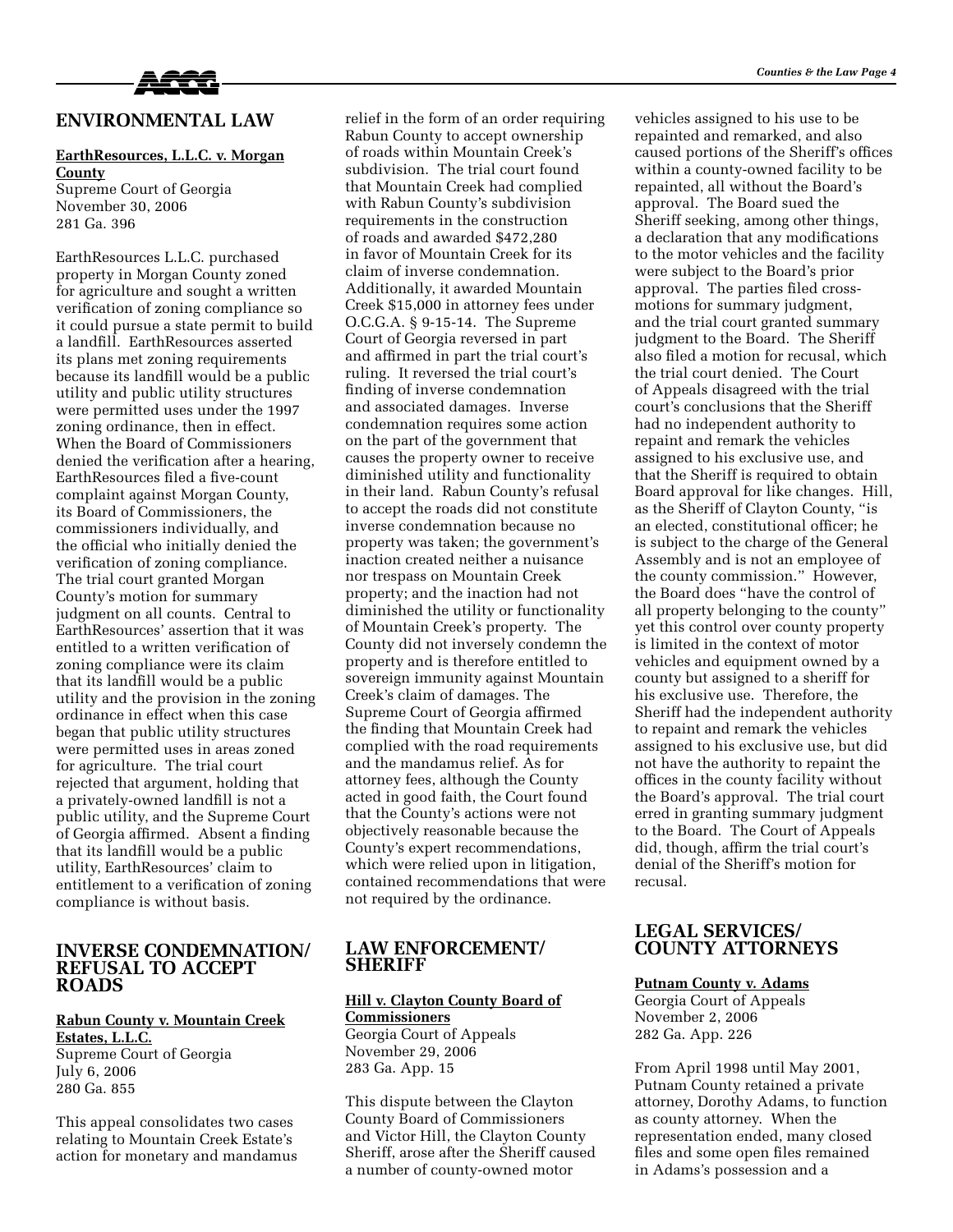## ENVIRONMENTAL LAW

**EarthResources, L.L.C. v. Morgan County**
Supreme Court of Georgia
November 30, 2006
281 Ga. 396

EarthResources L.L.C. purchased property in Morgan County zoned for agriculture and sought a written verification of zoning compliance so it could pursue a state permit to build a landfill. EarthResources asserted its plans met zoning requirements because its landfill would be a public utility and public utility structures were permitted uses under the 1997 zoning ordinance, then in effect. When the Board of Commissioners denied the verification after a hearing, EarthResources filed a five-count complaint against Morgan County, its Board of Commissioners, the commissioners individually, and the official who initially denied the verification of zoning compliance. The trial court granted Morgan County's motion for summary judgment on all counts. Central to EarthResources' assertion that it was entitled to a written verification of zoning compliance were its claim that its landfill would be a public utility and the provision in the zoning ordinance in effect when this case began that public utility structures were permitted uses in areas zoned for agriculture. The trial court rejected that argument, holding that a privately-owned landfill is not a public utility, and the Supreme Court of Georgia affirmed. Absent a finding that its landfill would be a public utility, EarthResources' claim to entitlement to a verification of zoning compliance is without basis.

## INVERSE CONDEMNATION/ REFUSAL TO ACCEPT ROADS

**Rabun County v. Mountain Creek Estates, L.L.C.**
Supreme Court of Georgia
July 6, 2006
280 Ga. 855

This appeal consolidates two cases relating to Mountain Creek Estate's action for monetary and mandamus relief in the form of an order requiring Rabun County to accept ownership of roads within Mountain Creek's subdivision. The trial court found that Mountain Creek had complied with Rabun County's subdivision requirements in the construction of roads and awarded $472,280 in favor of Mountain Creek for its claim of inverse condemnation. Additionally, it awarded Mountain Creek $15,000 in attorney fees under O.C.G.A. § 9-15-14. The Supreme Court of Georgia reversed in part and affirmed in part the trial court's ruling. It reversed the trial court's finding of inverse condemnation and associated damages. Inverse condemnation requires some action on the part of the government that causes the property owner to receive diminished utility and functionality in their land. Rabun County's refusal to accept the roads did not constitute inverse condemnation because no property was taken; the government's inaction created neither a nuisance nor trespass on Mountain Creek property; and the inaction had not diminished the utility or functionality of Mountain Creek's property. The County did not inversely condemn the property and is therefore entitled to sovereign immunity against Mountain Creek's claim of damages. The Supreme Court of Georgia affirmed the finding that Mountain Creek had complied with the road requirements and the mandamus relief. As for attorney fees, although the County acted in good faith, the Court found that the County's actions were not objectively reasonable because the County's expert recommendations, which were relied upon in litigation, contained recommendations that were not required by the ordinance.

## LAW ENFORCEMENT/ SHERIFF

**Hill v. Clayton County Board of Commissioners**
Georgia Court of Appeals
November 29, 2006
283 Ga. App. 15

This dispute between the Clayton County Board of Commissioners and Victor Hill, the Clayton County Sheriff, arose after the Sheriff caused a number of county-owned motor vehicles assigned to his use to be repainted and remarked, and also caused portions of the Sheriff's offices within a county-owned facility to be repainted, all without the Board's approval. The Board sued the Sheriff seeking, among other things, a declaration that any modifications to the motor vehicles and the facility were subject to the Board's prior approval. The parties filed cross-motions for summary judgment, and the trial court granted summary judgment to the Board. The Sheriff also filed a motion for recusal, which the trial court denied. The Court of Appeals disagreed with the trial court's conclusions that the Sheriff had no independent authority to repaint and remark the vehicles assigned to his exclusive use, and that the Sheriff is required to obtain Board approval for like changes. Hill, as the Sheriff of Clayton County, "is an elected, constitutional officer; he is subject to the charge of the General Assembly and is not an employee of the county commission." However, the Board does "have the control of all property belonging to the county" yet this control over county property is limited in the context of motor vehicles and equipment owned by a county but assigned to a sheriff for his exclusive use. Therefore, the Sheriff had the independent authority to repaint and remark the vehicles assigned to his exclusive use, but did not have the authority to repaint the offices in the county facility without the Board's approval. The trial court erred in granting summary judgment to the Board. The Court of Appeals did, though, affirm the trial court's denial of the Sheriff's motion for recusal.

## LEGAL SERVICES/ COUNTY ATTORNEYS

**Putnam County v. Adams**
Georgia Court of Appeals
November 2, 2006
282 Ga. App. 226

From April 1998 until May 2001, Putnam County retained a private attorney, Dorothy Adams, to function as county attorney. When the representation ended, many closed files and some open files remained in Adams's possession and a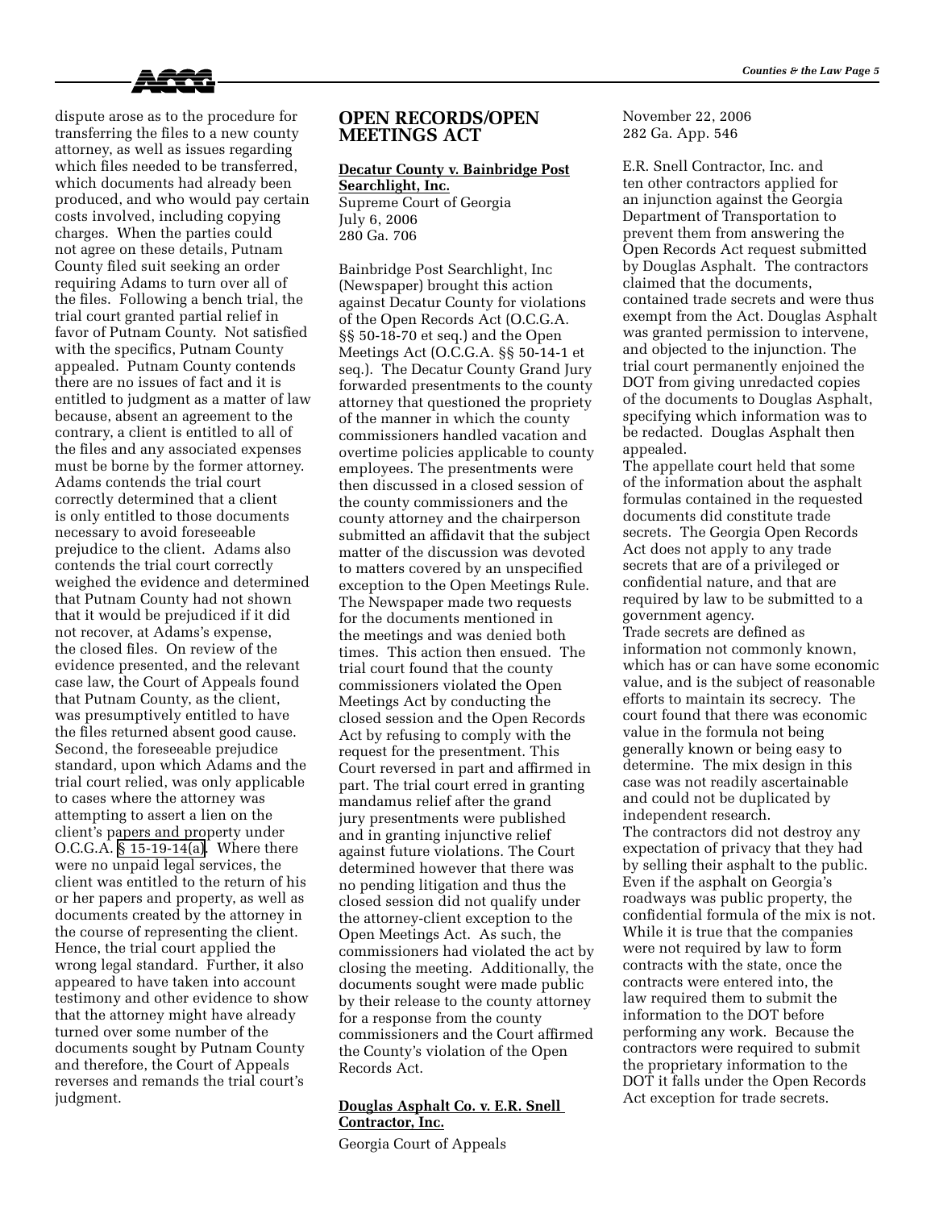dispute arose as to the procedure for transferring the files to a new county attorney, as well as issues regarding which files needed to be transferred, which documents had already been produced, and who would pay certain costs involved, including copying charges. When the parties could not agree on these details, Putnam County filed suit seeking an order requiring Adams to turn over all of the files. Following a bench trial, the trial court granted partial relief in favor of Putnam County. Not satisfied with the specifics, Putnam County appealed. Putnam County contends there are no issues of fact and it is entitled to judgment as a matter of law because, absent an agreement to the contrary, a client is entitled to all of the files and any associated expenses must be borne by the former attorney. Adams contends the trial court correctly determined that a client is only entitled to those documents necessary to avoid foreseeable prejudice to the client. Adams also contends the trial court correctly weighed the evidence and determined that Putnam County had not shown that it would be prejudiced if it did not recover, at Adams's expense, the closed files. On review of the evidence presented, and the relevant case law, the Court of Appeals found that Putnam County, as the client, was presumptively entitled to have the files returned absent good cause. Second, the foreseeable prejudice standard, upon which Adams and the trial court relied, was only applicable to cases where the attorney was attempting to assert a lien on the client's papers and property under O.C.G.A. § 15-19-14(a). Where there were no unpaid legal services, the client was entitled to the return of his or her papers and property, as well as documents created by the attorney in the course of representing the client. Hence, the trial court applied the wrong legal standard. Further, it also appeared to have taken into account testimony and other evidence to show that the attorney might have already turned over some number of the documents sought by Putnam County and therefore, the Court of Appeals reverses and remands the trial court's judgment.

## OPEN RECORDS/OPEN MEETINGS ACT

**Decatur County v. Bainbridge Post Searchlight, Inc.**
Supreme Court of Georgia
July 6, 2006
280 Ga. 706

Bainbridge Post Searchlight, Inc (Newspaper) brought this action against Decatur County for violations of the Open Records Act (O.C.G.A. §§ 50-18-70 et seq.) and the Open Meetings Act (O.C.G.A. §§ 50-14-1 et seq.). The Decatur County Grand Jury forwarded presentments to the county attorney that questioned the propriety of the manner in which the county commissioners handled vacation and overtime policies applicable to county employees. The presentments were then discussed in a closed session of the county commissioners and the county attorney and the chairperson submitted an affidavit that the subject matter of the discussion was devoted to matters covered by an unspecified exception to the Open Meetings Rule. The Newspaper made two requests for the documents mentioned in the meetings and was denied both times. This action then ensued. The trial court found that the county commissioners violated the Open Meetings Act by conducting the closed session and the Open Records Act by refusing to comply with the request for the presentment. This Court reversed in part and affirmed in part. The trial court erred in granting mandamus relief after the grand jury presentments were published and in granting injunctive relief against future violations. The Court determined however that there was no pending litigation and thus the closed session did not qualify under the attorney-client exception to the Open Meetings Act. As such, the commissioners had violated the act by closing the meeting. Additionally, the documents sought were made public by their release to the county attorney for a response from the county commissioners and the Court affirmed the County's violation of the Open Records Act.

**Douglas Asphalt Co. v. E.R. Snell Contractor, Inc.**
Georgia Court of Appeals
November 22, 2006
282 Ga. App. 546

E.R. Snell Contractor, Inc. and ten other contractors applied for an injunction against the Georgia Department of Transportation to prevent them from answering the Open Records Act request submitted by Douglas Asphalt. The contractors claimed that the documents, contained trade secrets and were thus exempt from the Act. Douglas Asphalt was granted permission to intervene, and objected to the injunction. The trial court permanently enjoined the DOT from giving unredacted copies of the documents to Douglas Asphalt, specifying which information was to be redacted. Douglas Asphalt then appealed.

The appellate court held that some of the information about the asphalt formulas contained in the requested documents did constitute trade secrets. The Georgia Open Records Act does not apply to any trade secrets that are of a privileged or confidential nature, and that are required by law to be submitted to a government agency.

Trade secrets are defined as information not commonly known, which has or can have some economic value, and is the subject of reasonable efforts to maintain its secrecy. The court found that there was economic value in the formula not being generally known or being easy to determine. The mix design in this case was not readily ascertainable and could not be duplicated by independent research.

The contractors did not destroy any expectation of privacy that they had by selling their asphalt to the public. Even if the asphalt on Georgia's roadways was public property, the confidential formula of the mix is not. While it is true that the companies were not required by law to form contracts with the state, once the contracts were entered into, the law required them to submit the information to the DOT before performing any work. Because the contractors were required to submit the proprietary information to the DOT it falls under the Open Records Act exception for trade secrets.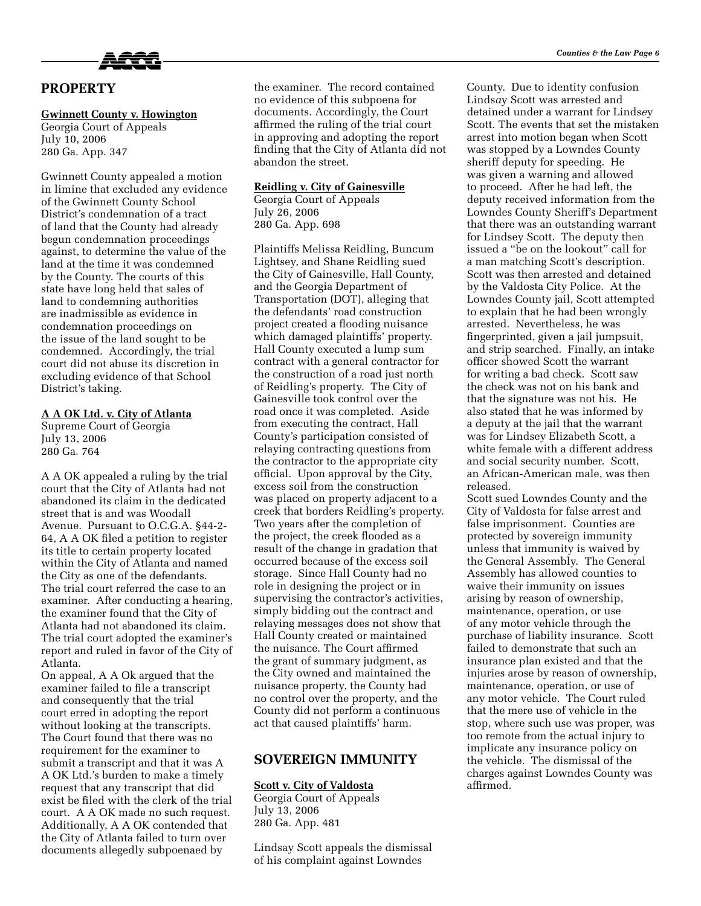## PROPERTY

**Gwinnett County v. Howington**
Georgia Court of Appeals
July 10, 2006
280 Ga. App. 347

Gwinnett County appealed a motion in limine that excluded any evidence of the Gwinnett County School District's condemnation of a tract of land that the County had already begun condemnation proceedings against, to determine the value of the land at the time it was condemned by the County. The courts of this state have long held that sales of land to condemning authorities are inadmissible as evidence in condemnation proceedings on the issue of the land sought to be condemned. Accordingly, the trial court did not abuse its discretion in excluding evidence of that School District's taking.

**A A OK Ltd. v. City of Atlanta**
Supreme Court of Georgia
July 13, 2006
280 Ga. 764

A A OK appealed a ruling by the trial court that the City of Atlanta had not abandoned its claim in the dedicated street that is and was Woodall Avenue. Pursuant to O.C.G.A. §44-2-64, A A OK filed a petition to register its title to certain property located within the City of Atlanta and named the City as one of the defendants. The trial court referred the case to an examiner. After conducting a hearing, the examiner found that the City of Atlanta had not abandoned its claim. The trial court adopted the examiner's report and ruled in favor of the City of Atlanta.

On appeal, A A Ok argued that the examiner failed to file a transcript and consequently that the trial court erred in adopting the report without looking at the transcripts. The Court found that there was no requirement for the examiner to submit a transcript and that it was A A OK Ltd.'s burden to make a timely request that any transcript that did exist be filed with the clerk of the trial court. A A OK made no such request. Additionally, A A OK contended that the City of Atlanta failed to turn over documents allegedly subpoenaed by the examiner. The record contained no evidence of this subpoena for documents. Accordingly, the Court affirmed the ruling of the trial court in approving and adopting the report finding that the City of Atlanta did not abandon the street.

**Reidling v. City of Gainesville**
Georgia Court of Appeals
July 26, 2006
280 Ga. App. 698

Plaintiffs Melissa Reidling, Buncum Lightsey, and Shane Reidling sued the City of Gainesville, Hall County, and the Georgia Department of Transportation (DOT), alleging that the defendants' road construction project created a flooding nuisance which damaged plaintiffs' property. Hall County executed a lump sum contract with a general contractor for the construction of a road just north of Reidling's property. The City of Gainesville took control over the road once it was completed. Aside from executing the contract, Hall County's participation consisted of relaying contracting questions from the contractor to the appropriate city official. Upon approval by the City, excess soil from the construction was placed on property adjacent to a creek that borders Reidling's property. Two years after the completion of the project, the creek flooded as a result of the change in gradation that occurred because of the excess soil storage. Since Hall County had no role in designing the project or in supervising the contractor's activities, simply bidding out the contract and relaying messages does not show that Hall County created or maintained the nuisance. The Court affirmed the grant of summary judgment, as the City owned and maintained the nuisance property, the County had no control over the property, and the County did not perform a continuous act that caused plaintiffs' harm.

## SOVEREIGN IMMUNITY

**Scott v. City of Valdosta**
Georgia Court of Appeals
July 13, 2006
280 Ga. App. 481

Lindsay Scott appeals the dismissal of his complaint against Lowndes County. Due to identity confusion Lind*sa*y Scott was arrested and detained under a warrant for Linds*e*y Scott. The events that set the mistaken arrest into motion began when Scott was stopped by a Lowndes County sheriff deputy for speeding. He was given a warning and allowed to proceed. After he had left, the deputy received information from the Lowndes County Sheriff's Department that there was an outstanding warrant for Lindsey Scott. The deputy then issued a "be on the lookout" call for a man matching Scott's description. Scott was then arrested and detained by the Valdosta City Police. At the Lowndes County jail, Scott attempted to explain that he had been wrongly arrested. Nevertheless, he was fingerprinted, given a jail jumpsuit, and strip searched. Finally, an intake officer showed Scott the warrant for writing a bad check. Scott saw the check was not on his bank and that the signature was not his. He also stated that he was informed by a deputy at the jail that the warrant was for Lindsey Elizabeth Scott, a white female with a different address and social security number. Scott, an African-American male, was then released.

Scott sued Lowndes County and the City of Valdosta for false arrest and false imprisonment. Counties are protected by sovereign immunity unless that immunity is waived by the General Assembly. The General Assembly has allowed counties to waive their immunity on issues arising by reason of ownership, maintenance, operation, or use of any motor vehicle through the purchase of liability insurance. Scott failed to demonstrate that such an insurance plan existed and that the injuries arose by reason of ownership, maintenance, operation, or use of any motor vehicle. The Court ruled that the mere use of vehicle in the stop, where such use was proper, was too remote from the actual injury to implicate any insurance policy on the vehicle. The dismissal of the charges against Lowndes County was affirmed.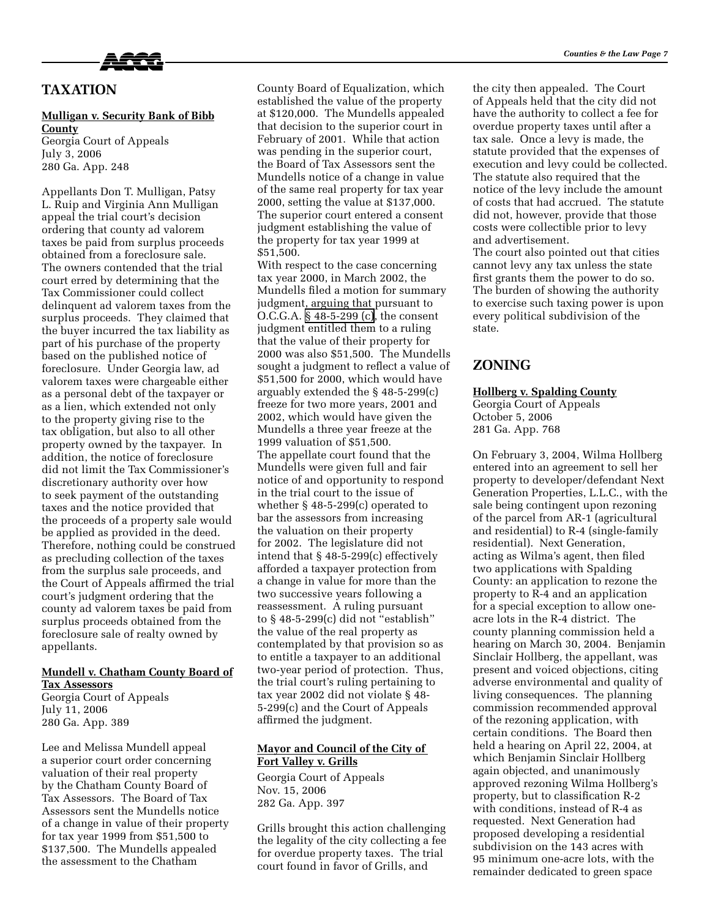## TAXATION

**Mulligan v. Security Bank of Bibb County**
Georgia Court of Appeals
July 3, 2006
280 Ga. App. 248

Appellants Don T. Mulligan, Patsy L. Ruip and Virginia Ann Mulligan appeal the trial court's decision ordering that county ad valorem taxes be paid from surplus proceeds obtained from a foreclosure sale. The owners contended that the trial court erred by determining that the Tax Commissioner could collect delinquent ad valorem taxes from the surplus proceeds. They claimed that the buyer incurred the tax liability as part of his purchase of the property based on the published notice of foreclosure. Under Georgia law, ad valorem taxes were chargeable either as a personal debt of the taxpayer or as a lien, which extended not only to the property giving rise to the tax obligation, but also to all other property owned by the taxpayer. In addition, the notice of foreclosure did not limit the Tax Commissioner's discretionary authority over how to seek payment of the outstanding taxes and the notice provided that the proceeds of a property sale would be applied as provided in the deed. Therefore, nothing could be construed as precluding collection of the taxes from the surplus sale proceeds, and the Court of Appeals affirmed the trial court's judgment ordering that the county ad valorem taxes be paid from surplus proceeds obtained from the foreclosure sale of realty owned by appellants.

**Mundell v. Chatham County Board of Tax Assessors**
Georgia Court of Appeals
July 11, 2006
280 Ga. App. 389

Lee and Melissa Mundell appeal a superior court order concerning valuation of their real property by the Chatham County Board of Tax Assessors. The Board of Tax Assessors sent the Mundells notice of a change in value of their property for tax year 1999 from $51,500 to $137,500. The Mundells appealed the assessment to the Chatham County Board of Equalization, which established the value of the property at $120,000. The Mundells appealed that decision to the superior court in February of 2001. While that action was pending in the superior court, the Board of Tax Assessors sent the Mundells notice of a change in value of the same real property for tax year 2000, setting the value at $137,000. The superior court entered a consent judgment establishing the value of the property for tax year 1999 at $51,500.
With respect to the case concerning tax year 2000, in March 2002, the Mundells filed a motion for summary judgment, arguing that pursuant to O.C.G.A. § 48-5-299 (c), the consent judgment entitled them to a ruling that the value of their property for 2000 was also $51,500. The Mundells sought a judgment to reflect a value of $51,500 for 2000, which would have arguably extended the § 48-5-299(c) freeze for two more years, 2001 and 2002, which would have given the Mundells a three year freeze at the 1999 valuation of $51,500.
The appellate court found that the Mundells were given full and fair notice of and opportunity to respond in the trial court to the issue of whether § 48-5-299(c) operated to bar the assessors from increasing the valuation on their property for 2002. The legislature did not intend that § 48-5-299(c) effectively afforded a taxpayer protection from a change in value for more than the two successive years following a reassessment. A ruling pursuant to § 48-5-299(c) did not "establish" the value of the real property as contemplated by that provision so as to entitle a taxpayer to an additional two-year period of protection. Thus, the trial court's ruling pertaining to tax year 2002 did not violate § 48-5-299(c) and the Court of Appeals affirmed the judgment.

**Mayor and Council of the City of Fort Valley v. Grills**
Georgia Court of Appeals
Nov. 15, 2006
282 Ga. App. 397

Grills brought this action challenging the legality of the city collecting a fee for overdue property taxes. The trial court found in favor of Grills, and the city then appealed. The Court of Appeals held that the city did not have the authority to collect a fee for overdue property taxes until after a tax sale. Once a levy is made, the statute provided that the expenses of execution and levy could be collected. The statute also required that the notice of the levy include the amount of costs that had accrued. The statute did not, however, provide that those costs were collectible prior to levy and advertisement.
The court also pointed out that cities cannot levy any tax unless the state first grants them the power to do so. The burden of showing the authority to exercise such taxing power is upon every political subdivision of the state.

## ZONING

**Hollberg v. Spalding County**
Georgia Court of Appeals
October 5, 2006
281 Ga. App. 768

On February 3, 2004, Wilma Hollberg entered into an agreement to sell her property to developer/defendant Next Generation Properties, L.L.C., with the sale being contingent upon rezoning of the parcel from AR-1 (agricultural and residential) to R-4 (single-family residential). Next Generation, acting as Wilma's agent, then filed two applications with Spalding County: an application to rezone the property to R-4 and an application for a special exception to allow one-acre lots in the R-4 district. The county planning commission held a hearing on March 30, 2004. Benjamin Sinclair Hollberg, the appellant, was present and voiced objections, citing adverse environmental and quality of living consequences. The planning commission recommended approval of the rezoning application, with certain conditions. The Board then held a hearing on April 22, 2004, at which Benjamin Sinclair Hollberg again objected, and unanimously approved rezoning Wilma Hollberg's property, but to classification R-2 with conditions, instead of R-4 as requested. Next Generation had proposed developing a residential subdivision on the 143 acres with 95 minimum one-acre lots, with the remainder dedicated to green space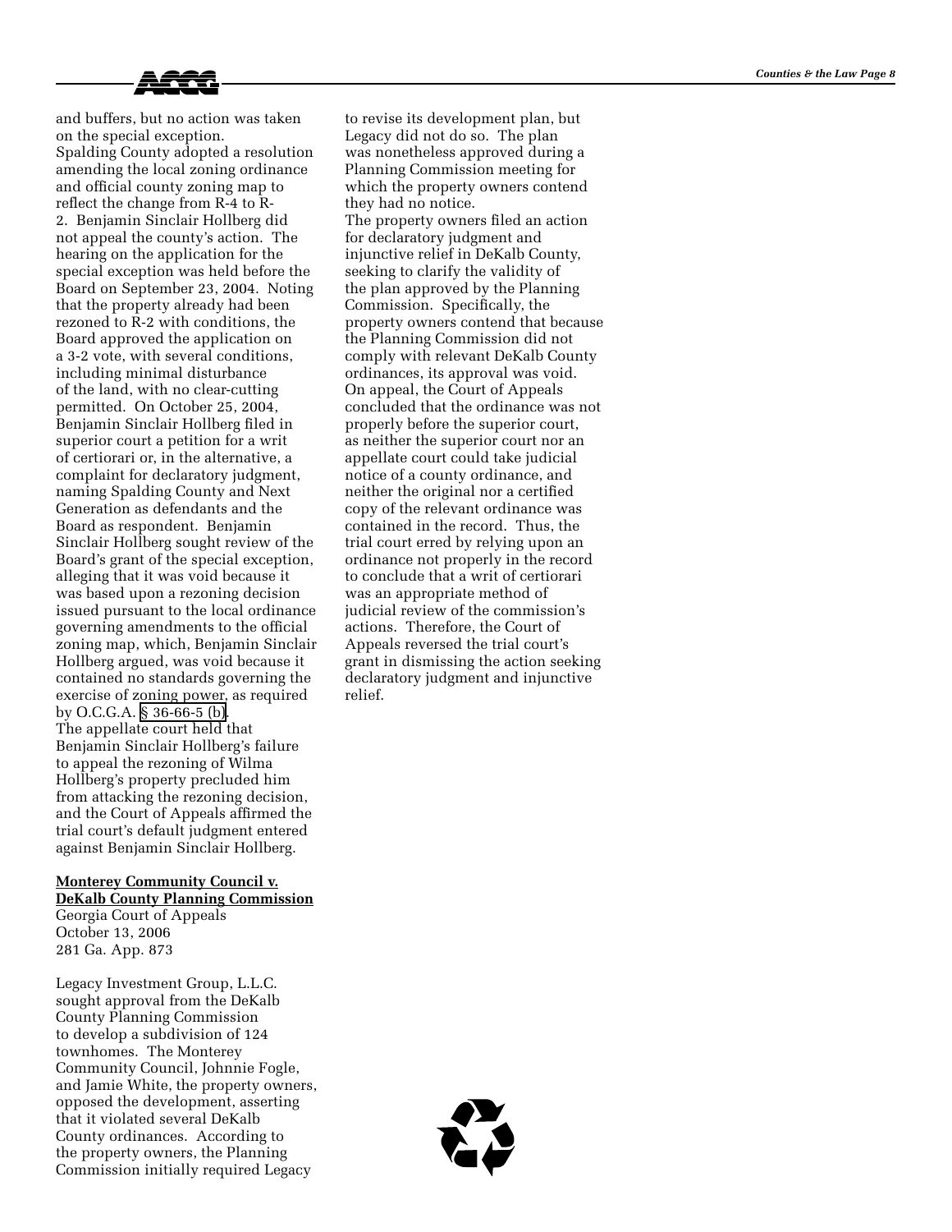and buffers, but no action was taken on the special exception. Spalding County adopted a resolution amending the local zoning ordinance and official county zoning map to reflect the change from R-4 to R-2. Benjamin Sinclair Hollberg did not appeal the county's action. The hearing on the application for the special exception was held before the Board on September 23, 2004. Noting that the property already had been rezoned to R-2 with conditions, the Board approved the application on a 3-2 vote, with several conditions, including minimal disturbance of the land, with no clear-cutting permitted. On October 25, 2004, Benjamin Sinclair Hollberg filed in superior court a petition for a writ of certiorari or, in the alternative, a complaint for declaratory judgment, naming Spalding County and Next Generation as defendants and the Board as respondent. Benjamin Sinclair Hollberg sought review of the Board's grant of the special exception, alleging that it was void because it was based upon a rezoning decision issued pursuant to the local ordinance governing amendments to the official zoning map, which, Benjamin Sinclair Hollberg argued, was void because it contained no standards governing the exercise of zoning power, as required by O.C.G.A. § 36-66-5 (b).

The appellate court held that Benjamin Sinclair Hollberg's failure to appeal the rezoning of Wilma Hollberg's property precluded him from attacking the rezoning decision, and the Court of Appeals affirmed the trial court's default judgment entered against Benjamin Sinclair Hollberg.

**Monterey Community Council v. DeKalb County Planning Commission**
Georgia Court of Appeals
October 13, 2006
281 Ga. App. 873

Legacy Investment Group, L.L.C. sought approval from the DeKalb County Planning Commission to develop a subdivision of 124 townhomes. The Monterey Community Council, Johnnie Fogle, and Jamie White, the property owners, opposed the development, asserting that it violated several DeKalb County ordinances. According to the property owners, the Planning Commission initially required Legacy to revise its development plan, but Legacy did not do so. The plan was nonetheless approved during a Planning Commission meeting for which the property owners contend they had no notice.

The property owners filed an action for declaratory judgment and injunctive relief in DeKalb County, seeking to clarify the validity of the plan approved by the Planning Commission. Specifically, the property owners contend that because the Planning Commission did not comply with relevant DeKalb County ordinances, its approval was void.

On appeal, the Court of Appeals concluded that the ordinance was not properly before the superior court, as neither the superior court nor an appellate court could take judicial notice of a county ordinance, and neither the original nor a certified copy of the relevant ordinance was contained in the record. Thus, the trial court erred by relying upon an ordinance not properly in the record to conclude that a writ of certiorari was an appropriate method of judicial review of the commission's actions. Therefore, the Court of Appeals reversed the trial court's grant in dismissing the action seeking declaratory judgment and injunctive relief.